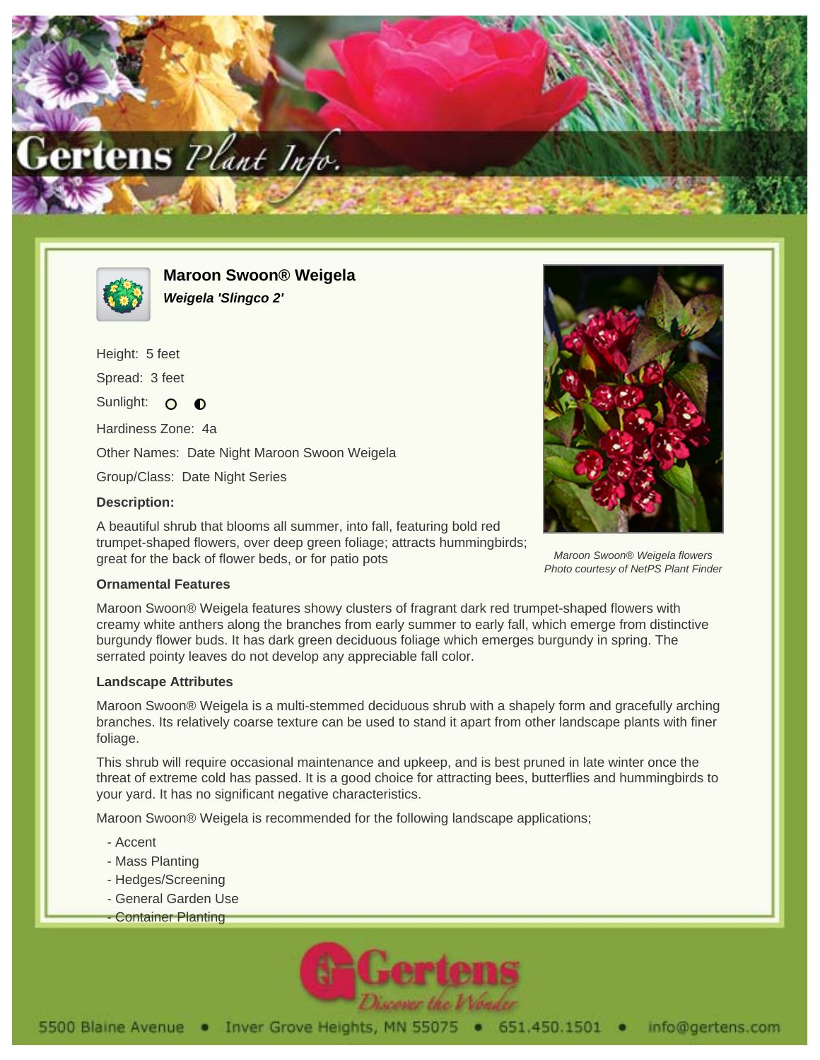# Maroon Swoon® Weigela

***Weigela 'Slingco 2'***

Height: 5 feet

Spread: 3 feet

Sunlight:

Hardiness Zone: 4a

Other Names: Date Night Maroon Swoon Weigela

Group/Class: Date Night Series

**Description:**

A beautiful shrub that blooms all summer, into fall, featuring bold red trumpet-shaped flowers, over deep green foliage; attracts hummingbirds; great for the back of flower beds, or for patio pots

*Maroon Swoon® Weigela flowers*
*Photo courtesy of NetPS Plant Finder*

**Ornamental Features**

Maroon Swoon® Weigela features showy clusters of fragrant dark red trumpet-shaped flowers with creamy white anthers along the branches from early summer to early fall, which emerge from distinctive burgundy flower buds. It has dark green deciduous foliage which emerges burgundy in spring. The serrated pointy leaves do not develop any appreciable fall color.

**Landscape Attributes**

Maroon Swoon® Weigela is a multi-stemmed deciduous shrub with a shapely form and gracefully arching branches. Its relatively coarse texture can be used to stand it apart from other landscape plants with finer foliage.

This shrub will require occasional maintenance and upkeep, and is best pruned in late winter once the threat of extreme cold has passed. It is a good choice for attracting bees, butterflies and hummingbirds to your yard. It has no significant negative characteristics.

Maroon Swoon® Weigela is recommended for the following landscape applications;

- Accent
- Mass Planting
- Hedges/Screening
- General Garden Use
- Container Planting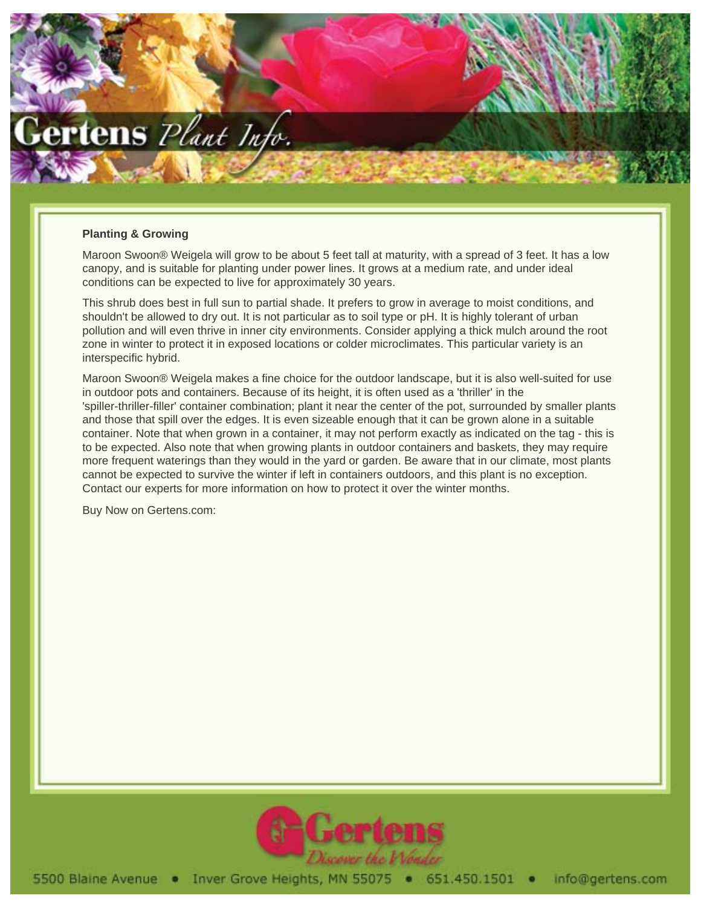**Planting & Growing**

Maroon Swoon® Weigela will grow to be about 5 feet tall at maturity, with a spread of 3 feet. It has a low canopy, and is suitable for planting under power lines. It grows at a medium rate, and under ideal conditions can be expected to live for approximately 30 years.

This shrub does best in full sun to partial shade. It prefers to grow in average to moist conditions, and shouldn't be allowed to dry out. It is not particular as to soil type or pH. It is highly tolerant of urban pollution and will even thrive in inner city environments. Consider applying a thick mulch around the root zone in winter to protect it in exposed locations or colder microclimates. This particular variety is an interspecific hybrid.

Maroon Swoon® Weigela makes a fine choice for the outdoor landscape, but it is also well-suited for use in outdoor pots and containers. Because of its height, it is often used as a 'thriller' in the 'spiller-thriller-filler' container combination; plant it near the center of the pot, surrounded by smaller plants and those that spill over the edges. It is even sizeable enough that it can be grown alone in a suitable container. Note that when grown in a container, it may not perform exactly as indicated on the tag - this is to be expected. Also note that when growing plants in outdoor containers and baskets, they may require more frequent waterings than they would in the yard or garden. Be aware that in our climate, most plants cannot be expected to survive the winter if left in containers outdoors, and this plant is no exception. Contact our experts for more information on how to protect it over the winter months.

Buy Now on Gertens.com:

5500 Blaine Avenue • Inver Grove Heights, MN 55075 • 651.450.1501 • info@gertens.com